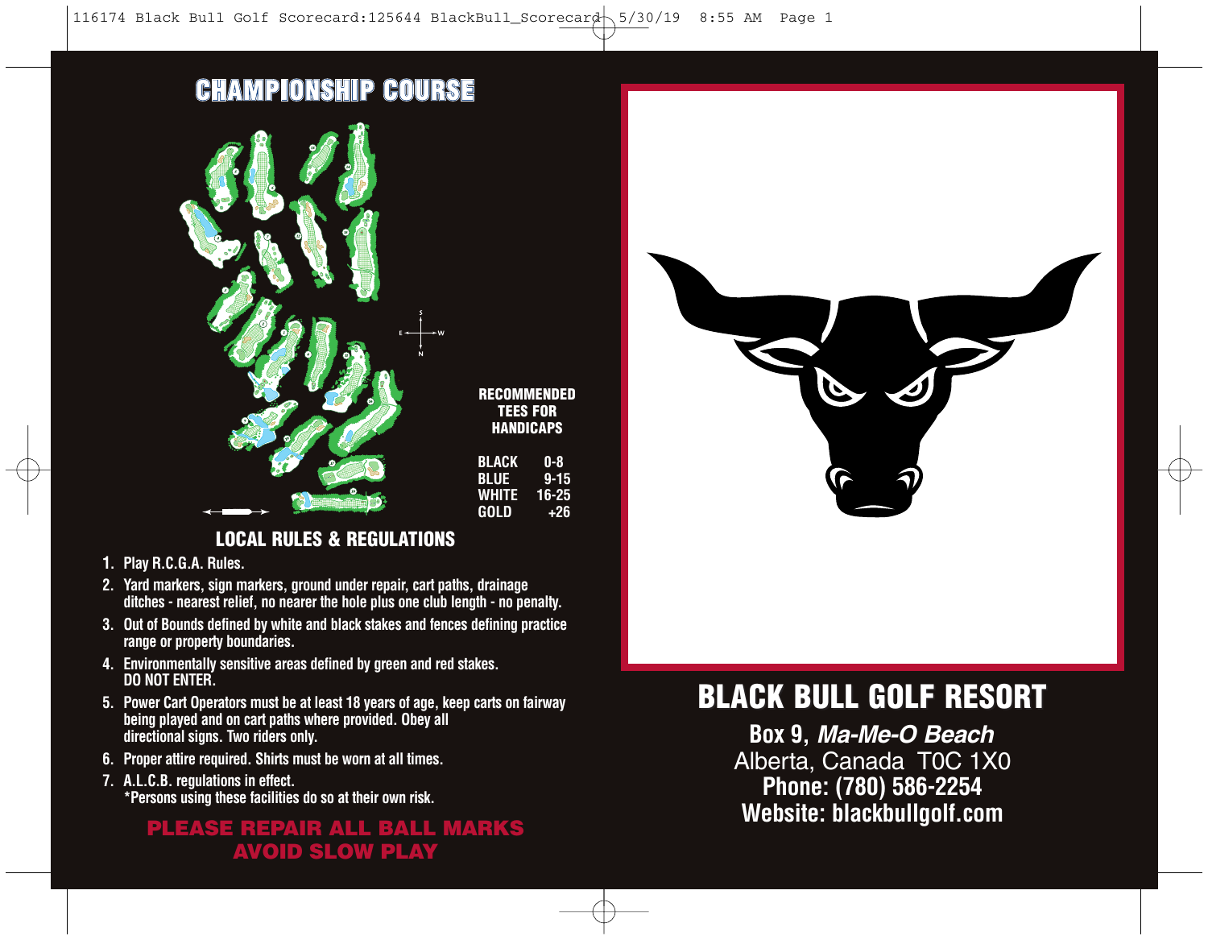## CHAMPIONSHIP COURSE

**RECOMMENDED TEES FOR HANDICAPS**

| | |
|---|---|
| BLACK | 0-8 |
| BLUE | 9-15 |
| WHITE | 16-25 |
| GOLD | +26 |

## LOCAL RULES & REGULATIONS

1. Play R.C.G.A. Rules.
2. Yard markers, sign markers, ground under repair, cart paths, drainage ditches - nearest relief, no nearer the hole plus one club length - no penalty.
3. Out of Bounds defined by white and black stakes and fences defining practice range or property boundaries.
4. Environmentally sensitive areas defined by green and red stakes. DO NOT ENTER.
5. Power Cart Operators must be at least 18 years of age, keep carts on fairway being played and on cart paths where provided. Obey all directional signs. Two riders only.
6. Proper attire required. Shirts must be worn at all times.
7. A.L.C.B. regulations in effect.
   *Persons using these facilities do so at their own risk.

**PLEASE REPAIR ALL BALL MARKS**
**AVOID SLOW PLAY**

# BLACK BULL GOLF RESORT

**Box 9, *Ma-Me-O Beach***
Alberta, Canada T0C 1X0
**Phone: (780) 586-2254**
**Website: blackbullgolf.com**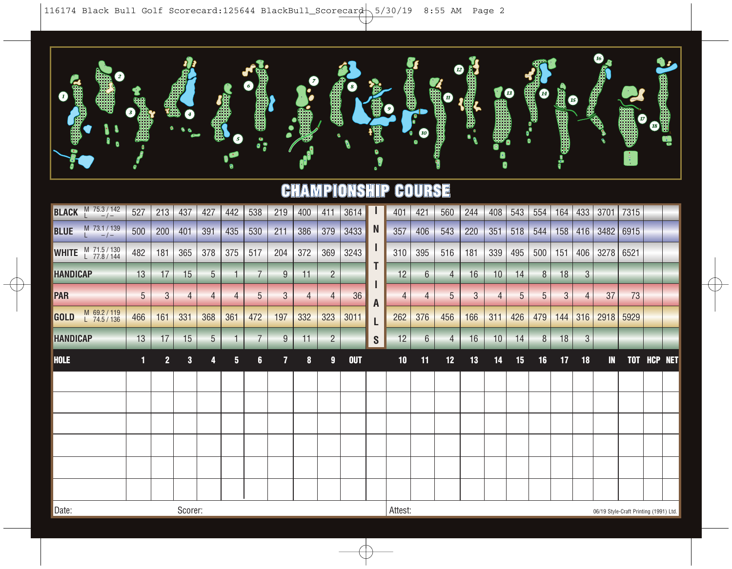# CHAMPIONSHIP COURSE

| | 1 | 2 | 3 | 4 | 5 | 6 | 7 | 8 | 9 | OUT | | 10 | 11 | 12 | 13 | 14 | 15 | 16 | 17 | 18 | IN | TOT | HCP | NET |
|---|---|---|---|---|---|---|---|---|---|---|---|---|---|---|---|---|---|---|---|---|---|---|---|---|
| BLACK M 75.3 / 142 L –/– | 527 | 213 | 437 | 427 | 442 | 538 | 219 | 400 | 411 | 3614 | I | 401 | 421 | 560 | 244 | 408 | 543 | 554 | 164 | 433 | 3701 | 7315 | | |
| BLUE M 73.1 / 139 L –/– | 500 | 200 | 401 | 391 | 435 | 530 | 211 | 386 | 379 | 3433 | N | 357 | 406 | 543 | 220 | 351 | 518 | 544 | 158 | 416 | 3482 | 6915 | | |
| WHITE M 71.5 / 130 L 77.8 / 144 | 482 | 181 | 365 | 378 | 375 | 517 | 204 | 372 | 369 | 3243 | I | 310 | 395 | 516 | 181 | 339 | 495 | 500 | 151 | 406 | 3278 | 6521 | | |
| HANDICAP | 13 | 17 | 15 | 5 | 1 | 7 | 9 | 11 | 2 | | T | 12 | 6 | 4 | 16 | 10 | 14 | 8 | 18 | 3 | | | | |
| PAR | 5 | 3 | 4 | 4 | 4 | 5 | 3 | 4 | 4 | 36 | I A | 4 | 4 | 5 | 3 | 4 | 5 | 5 | 3 | 4 | 37 | 73 | | |
| GOLD M 69.2 / 119 L 74.5 / 136 | 466 | 161 | 331 | 368 | 361 | 472 | 197 | 332 | 323 | 3011 | L | 262 | 376 | 456 | 166 | 311 | 426 | 479 | 144 | 316 | 2918 | 5929 | | |
| HANDICAP | 13 | 17 | 15 | 5 | 1 | 7 | 9 | 11 | 2 | | S | 12 | 6 | 4 | 16 | 10 | 14 | 8 | 18 | 3 | | | | |
| HOLE | 1 | 2 | 3 | 4 | 5 | 6 | 7 | 8 | 9 | OUT | | 10 | 11 | 12 | 13 | 14 | 15 | 16 | 17 | 18 | IN | TOT | HCP | NET |
| | | | | | | | | | | | | | | | | | | | | | | | | |
| | | | | | | | | | | | | | | | | | | | | | | | | |
| | | | | | | | | | | | | | | | | | | | | | | | | |
| | | | | | | | | | | | | | | | | | | | | | | | | |
| | | | | | | | | | | | | | | | | | | | | | | | | |
| | | | | | | | | | | | | | | | | | | | | | | | | |

Date: Scorer: Attest:

06/19 Style-Craft Printing (1991) Ltd.